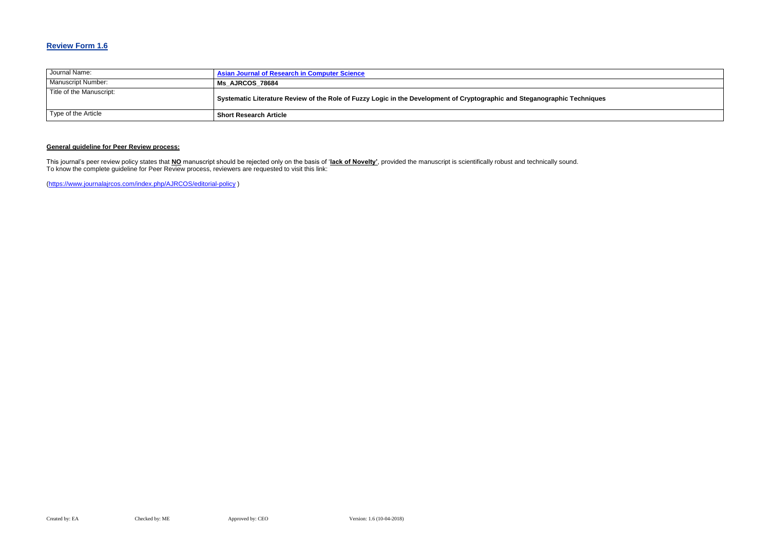## Review Form 1.6

| Journal Name: | Asian Journal of Research in Computer Science |
|---|---|
| Manuscript Number: | **Ms_AJRCOS_78684** |
| Title of the Manuscript: | **Systematic Literature Review of the Role of Fuzzy Logic in the Development of Cryptographic and Steganographic Techniques** |
| Type of the Article | **Short Research Article** |

**General guideline for Peer Review process:**

This journal's peer review policy states that **NO** manuscript should be rejected only on the basis of '**lack of Novelty'**, provided the manuscript is scientifically robust and technically sound.
To know the complete guideline for Peer Review process, reviewers are requested to visit this link:

(https://www.journalajrcos.com/index.php/AJRCOS/editorial-policy )

Created by: EA Checked by: ME Approved by: CEO Version: 1.6 (10-04-2018)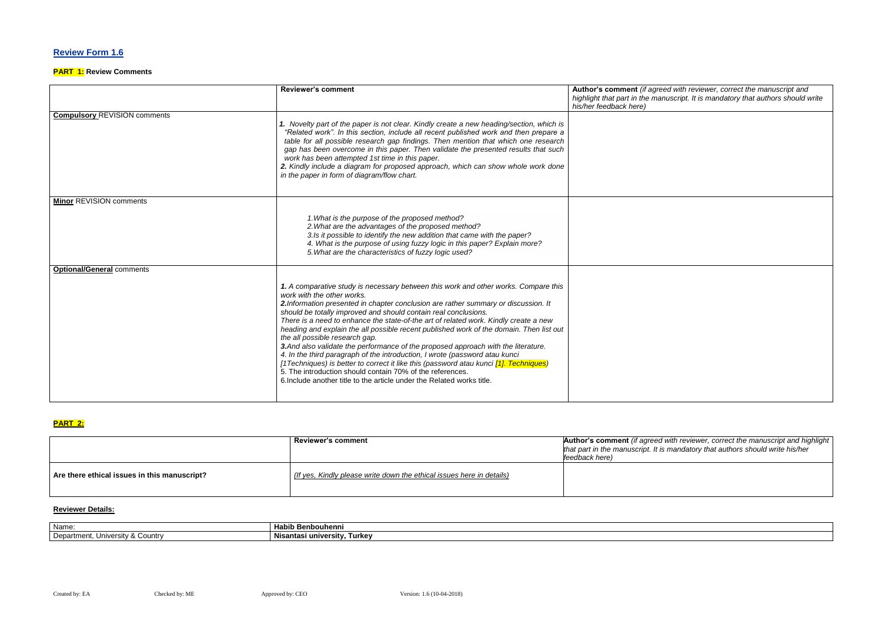## Review Form 1.6

**PART 1:** Review Comments

| | Reviewer's comment | **Author's comment** *(if agreed with reviewer, correct the manuscript and highlight that part in the manuscript. It is mandatory that authors should write his/her feedback here)* |
|---|---|---|
| **Compulsory** REVISION comments | ***1.*** *Novelty part of the paper is not clear. Kindly create a new heading/section, which is "Related work". In this section, include all recent published work and then prepare a table for all possible research gap findings. Then mention that which one research gap has been overcome in this paper. Then validate the presented results that such work has been attempted 1st time in this paper.*<br>***2.*** *Kindly include a diagram for proposed approach, which can show whole work done in the paper in form of diagram/flow chart.* | |
| **Minor** REVISION comments | *1.What is the purpose of the proposed method?*<br>*2.What are the advantages of the proposed method?*<br>*3.Is it possible to identify the new addition that came with the paper?*<br>*4. What is the purpose of using fuzzy logic in this paper? Explain more?*<br>*5.What are the characteristics of fuzzy logic used?* | |
| **Optional/General** comments | ***1.*** *A comparative study is necessary between this work and other works. Compare this work with the other works.*<br>***2.****Information presented in chapter conclusion are rather summary or discussion. It should be totally improved and should contain real conclusions.*<br>*There is a need to enhance the state-of-the art of related work. Kindly create a new heading and explain the all possible recent published work of the domain. Then list out the all possible research gap.*<br>***3.****And also validate the performance of the proposed approach with the literature.*<br>*4. In the third paragraph of the introduction, I wrote (password atau kunci [1Techniques) is better to correct it like this (password atau kunci [1]. Techniques)*<br>5. The introduction should contain 70% of the references.<br>6.Include another title to the article under the Related works title. | |

**PART 2:**

| | Reviewer's comment | **Author's comment** *(if agreed with reviewer, correct the manuscript and highlight that part in the manuscript. It is mandatory that authors should write his/her feedback here)* |
|---|---|---|
| **Are there ethical issues in this manuscript?** | *(If yes, Kindly please write down the ethical issues here in details)* | |

**Reviewer Details:**

| | |
|---|---|
| Name: | **Habib Benbouhenni** |
| Department, University & Country | **Nisantasi university, Turkey** |

Created by: EA Checked by: ME Approved by: CEO Version: 1.6 (10-04-2018)